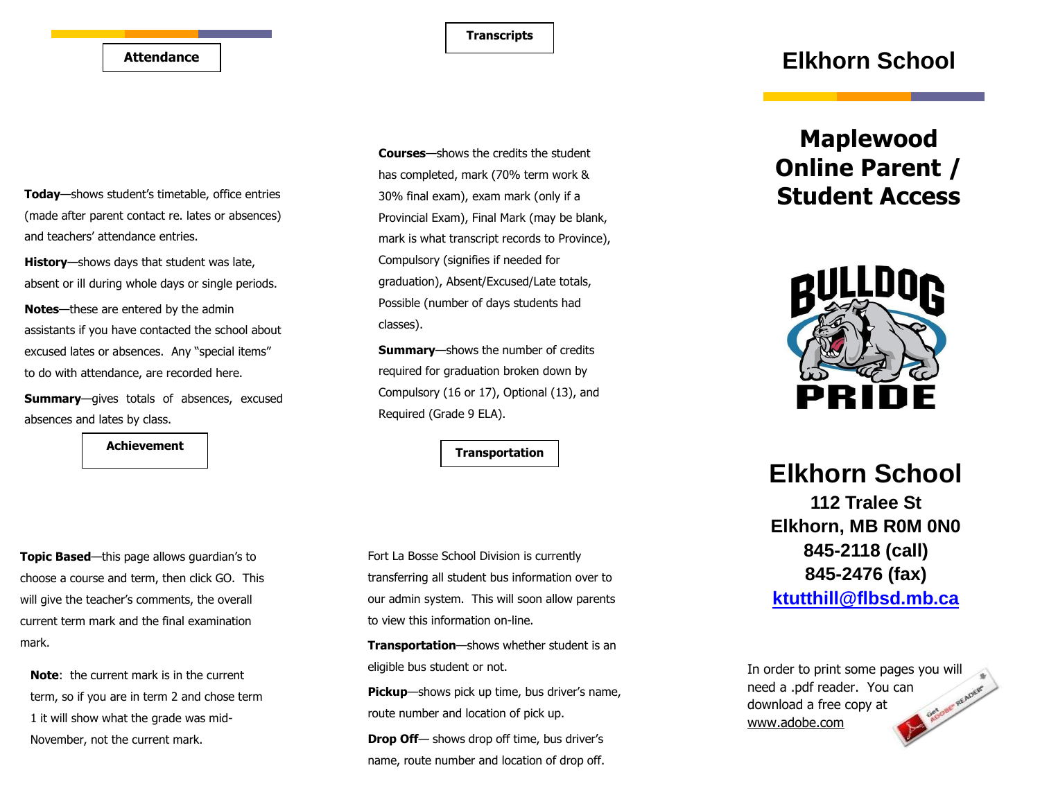## Attendance

**Today**—shows student's timetable, office entries (made after parent contact re. lates or absences) and teachers' attendance entries.

**History**—shows days that student was late, absent or ill during whole days or single periods.

**Notes**—these are entered by the admin assistants if you have contacted the school about excused lates or absences. Any "special items" to do with attendance, are recorded here.

**Summary**—gives totals of absences, excused absences and lates by class.

## Achievement

**Topic Based**—this page allows guardian's to choose a course and term, then click GO. This will give the teacher's comments, the overall current term mark and the final examination mark.

**Note**: the current mark is in the current term, so if you are in term 2 and chose term 1 it will show what the grade was mid-November, not the current mark.

## Transcripts

**Courses**—shows the credits the student has completed, mark (70% term work & 30% final exam), exam mark (only if a Provincial Exam), Final Mark (may be blank, mark is what transcript records to Province), Compulsory (signifies if needed for graduation), Absent/Excused/Late totals, Possible (number of days students had classes).

**Summary**—shows the number of credits required for graduation broken down by Compulsory (16 or 17), Optional (13), and Required (Grade 9 ELA).

## Transportation

Fort La Bosse School Division is currently transferring all student bus information over to our admin system. This will soon allow parents to view this information on-line.

**Transportation**—shows whether student is an eligible bus student or not.

**Pickup**—shows pick up time, bus driver's name, route number and location of pick up.

**Drop Off**— shows drop off time, bus driver's name, route number and location of drop off.

# Elkhorn School

# Maplewood Online Parent / Student Access

BULLDOG PRIDE

## Elkhorn School

**112 Tralee St**
**Elkhorn, MB R0M 0N0**
**845-2118 (call)**
**845-2476 (fax)**
**ktutthill@flbsd.mb.ca**

In order to print some pages you will need a .pdf reader. You can download a free copy at www.adobe.com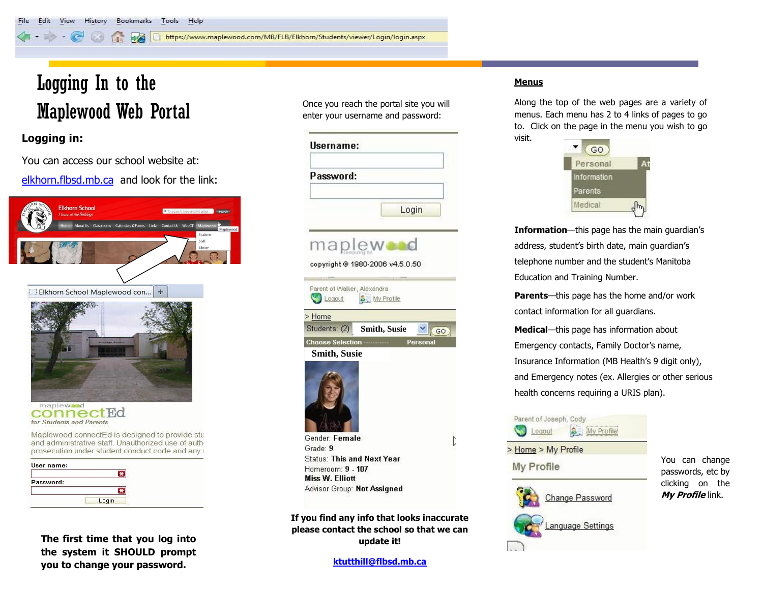# Logging In to the Maplewood Web Portal

**Logging in:**

You can access our school website at: elkhorn.flbsd.mb.ca and look for the link:

**The first time that you log into the system it SHOULD prompt you to change your password.**

Once you reach the portal site you will enter your username and password:

**If you find any info that looks inaccurate please contact the school so that we can update it!**

**ktutthill@flbsd.mb.ca**

## Menus

Along the top of the web pages are a variety of menus. Each menu has 2 to 4 links of pages to go to. Click on the page in the menu you wish to go visit.

**Information**—this page has the main guardian's address, student's birth date, main guardian's telephone number and the student's Manitoba Education and Training Number.

**Parents**—this page has the home and/or work contact information for all guardians.

**Medical**—this page has information about Emergency contacts, Family Doctor's name, Insurance Information (MB Health's 9 digit only), and Emergency notes (ex. Allergies or other serious health concerns requiring a URIS plan).

You can change passwords, etc by clicking on the ***My Profile*** link.